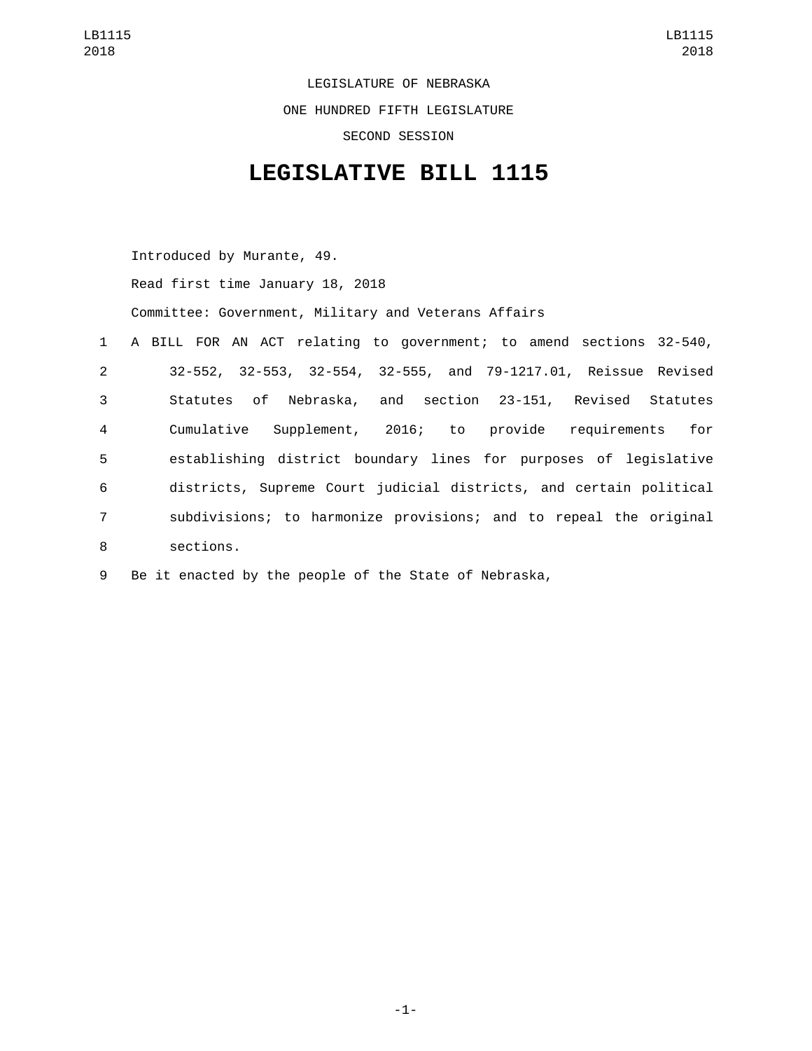LEGISLATURE OF NEBRASKA

ONE HUNDRED FIFTH LEGISLATURE

SECOND SESSION

# LEGISLATIVE BILL 1115

Introduced by Murante, 49.

Read first time January 18, 2018

Committee: Government, Military and Veterans Affairs

A BILL FOR AN ACT relating to government; to amend sections 32-540, 32-552, 32-553, 32-554, 32-555, and 79-1217.01, Reissue Revised Statutes of Nebraska, and section 23-151, Revised Statutes Cumulative Supplement, 2016; to provide requirements for establishing district boundary lines for purposes of legislative districts, Supreme Court judicial districts, and certain political subdivisions; to harmonize provisions; and to repeal the original sections.

Be it enacted by the people of the State of Nebraska,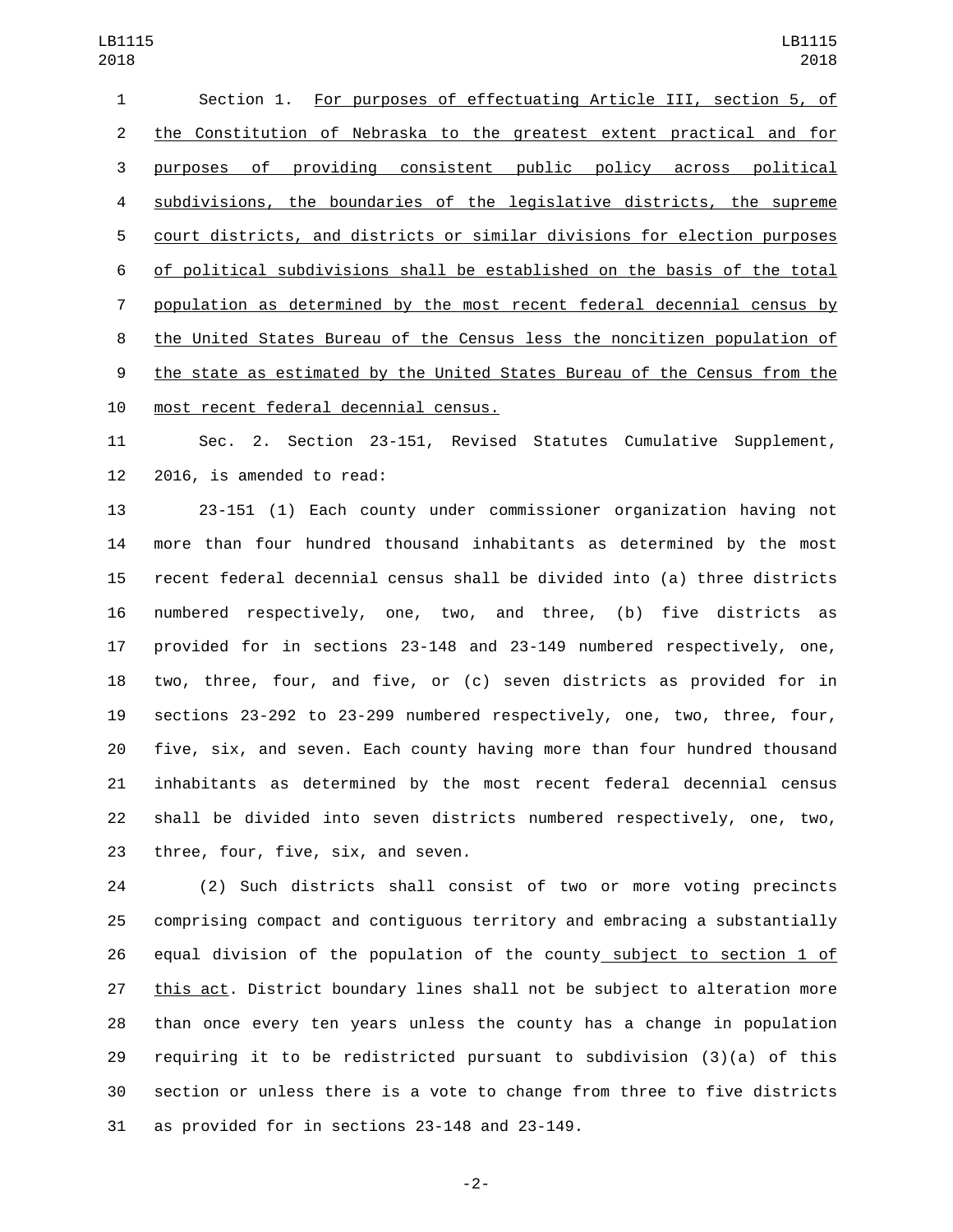Section 1. For purposes of effectuating Article III, section 5, of the Constitution of Nebraska to the greatest extent practical and for purposes of providing consistent public policy across political subdivisions, the boundaries of the legislative districts, the supreme court districts, and districts or similar divisions for election purposes of political subdivisions shall be established on the basis of the total population as determined by the most recent federal decennial census by the United States Bureau of the Census less the noncitizen population of the state as estimated by the United States Bureau of the Census from the most recent federal decennial census.

Sec. 2. Section 23-151, Revised Statutes Cumulative Supplement, 2016, is amended to read:

23-151 (1) Each county under commissioner organization having not more than four hundred thousand inhabitants as determined by the most recent federal decennial census shall be divided into (a) three districts numbered respectively, one, two, and three, (b) five districts as provided for in sections 23-148 and 23-149 numbered respectively, one, two, three, four, and five, or (c) seven districts as provided for in sections 23-292 to 23-299 numbered respectively, one, two, three, four, five, six, and seven. Each county having more than four hundred thousand inhabitants as determined by the most recent federal decennial census shall be divided into seven districts numbered respectively, one, two, three, four, five, six, and seven.

(2) Such districts shall consist of two or more voting precincts comprising compact and contiguous territory and embracing a substantially equal division of the population of the county subject to section 1 of this act. District boundary lines shall not be subject to alteration more than once every ten years unless the county has a change in population requiring it to be redistricted pursuant to subdivision (3)(a) of this section or unless there is a vote to change from three to five districts as provided for in sections 23-148 and 23-149.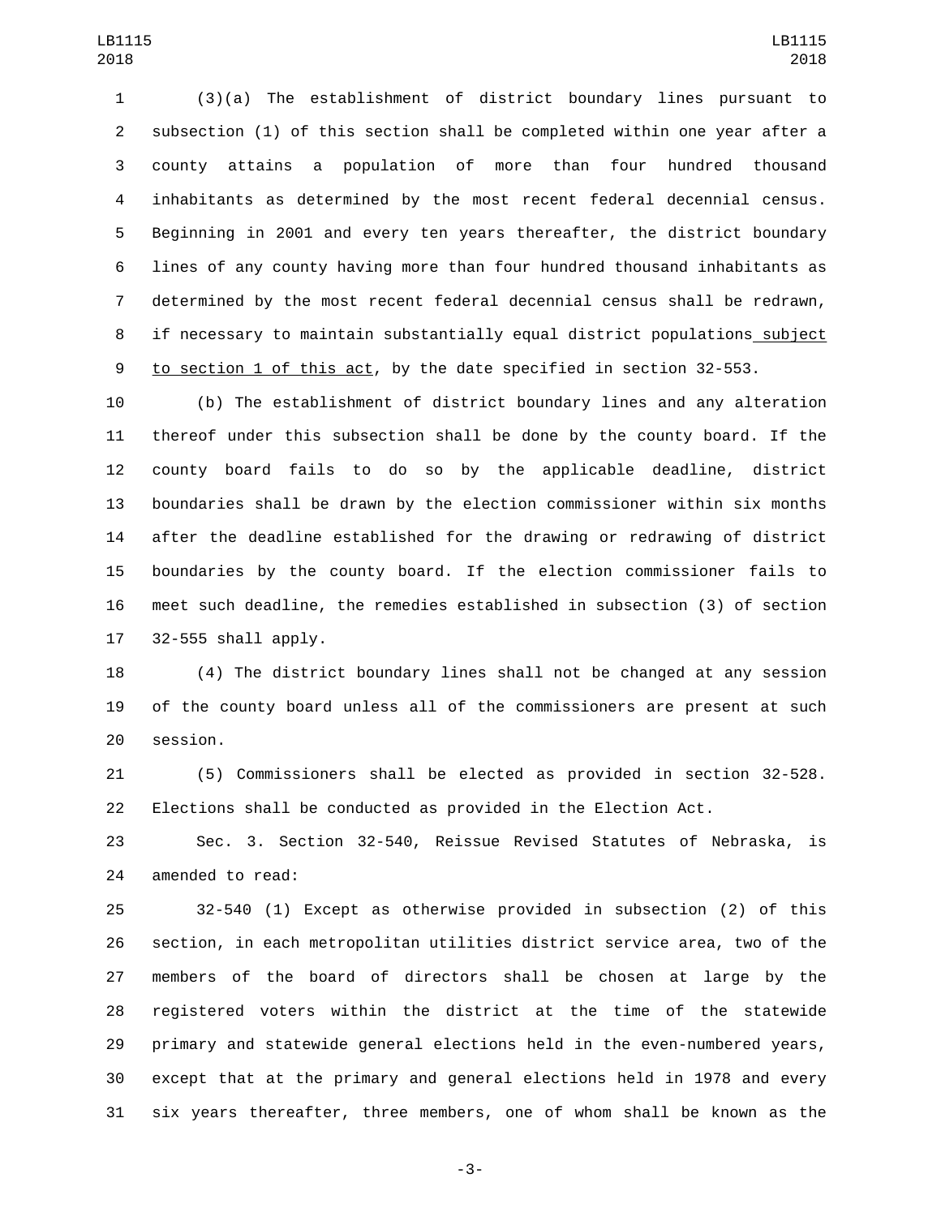(3)(a) The establishment of district boundary lines pursuant to subsection (1) of this section shall be completed within one year after a county attains a population of more than four hundred thousand inhabitants as determined by the most recent federal decennial census. Beginning in 2001 and every ten years thereafter, the district boundary lines of any county having more than four hundred thousand inhabitants as determined by the most recent federal decennial census shall be redrawn, if necessary to maintain substantially equal district populations subject to section 1 of this act, by the date specified in section 32-553.

(b) The establishment of district boundary lines and any alteration thereof under this subsection shall be done by the county board. If the county board fails to do so by the applicable deadline, district boundaries shall be drawn by the election commissioner within six months after the deadline established for the drawing or redrawing of district boundaries by the county board. If the election commissioner fails to meet such deadline, the remedies established in subsection (3) of section 32-555 shall apply.

(4) The district boundary lines shall not be changed at any session of the county board unless all of the commissioners are present at such session.

(5) Commissioners shall be elected as provided in section 32-528. Elections shall be conducted as provided in the Election Act.

Sec. 3. Section 32-540, Reissue Revised Statutes of Nebraska, is amended to read:

32-540 (1) Except as otherwise provided in subsection (2) of this section, in each metropolitan utilities district service area, two of the members of the board of directors shall be chosen at large by the registered voters within the district at the time of the statewide primary and statewide general elections held in the even-numbered years, except that at the primary and general elections held in 1978 and every six years thereafter, three members, one of whom shall be known as the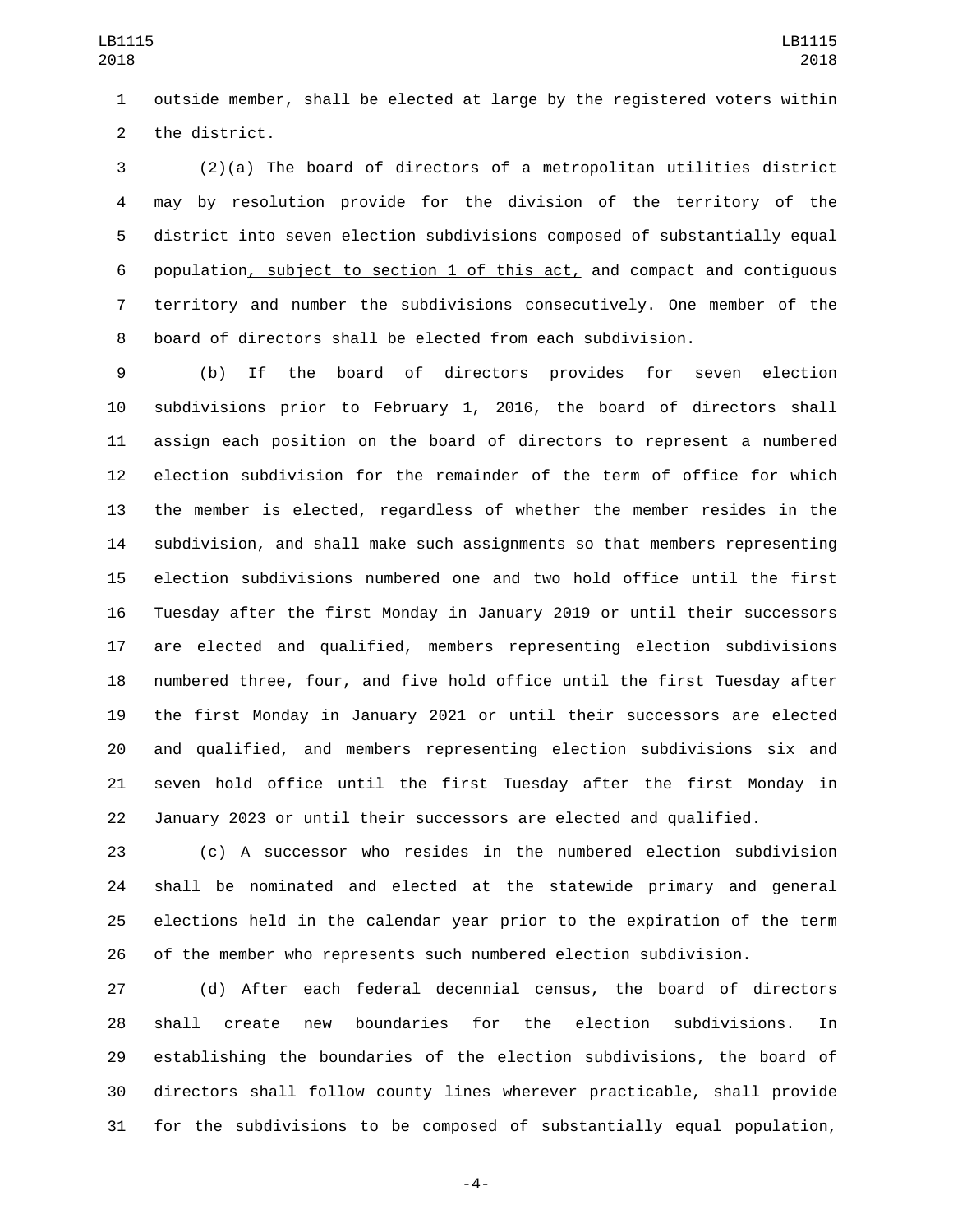outside member, shall be elected at large by the registered voters within the district.

(2)(a) The board of directors of a metropolitan utilities district may by resolution provide for the division of the territory of the district into seven election subdivisions composed of substantially equal population, subject to section 1 of this act, and compact and contiguous territory and number the subdivisions consecutively. One member of the board of directors shall be elected from each subdivision.

(b) If the board of directors provides for seven election subdivisions prior to February 1, 2016, the board of directors shall assign each position on the board of directors to represent a numbered election subdivision for the remainder of the term of office for which the member is elected, regardless of whether the member resides in the subdivision, and shall make such assignments so that members representing election subdivisions numbered one and two hold office until the first Tuesday after the first Monday in January 2019 or until their successors are elected and qualified, members representing election subdivisions numbered three, four, and five hold office until the first Tuesday after the first Monday in January 2021 or until their successors are elected and qualified, and members representing election subdivisions six and seven hold office until the first Tuesday after the first Monday in January 2023 or until their successors are elected and qualified.

(c) A successor who resides in the numbered election subdivision shall be nominated and elected at the statewide primary and general elections held in the calendar year prior to the expiration of the term of the member who represents such numbered election subdivision.

(d) After each federal decennial census, the board of directors shall create new boundaries for the election subdivisions. In establishing the boundaries of the election subdivisions, the board of directors shall follow county lines wherever practicable, shall provide for the subdivisions to be composed of substantially equal population,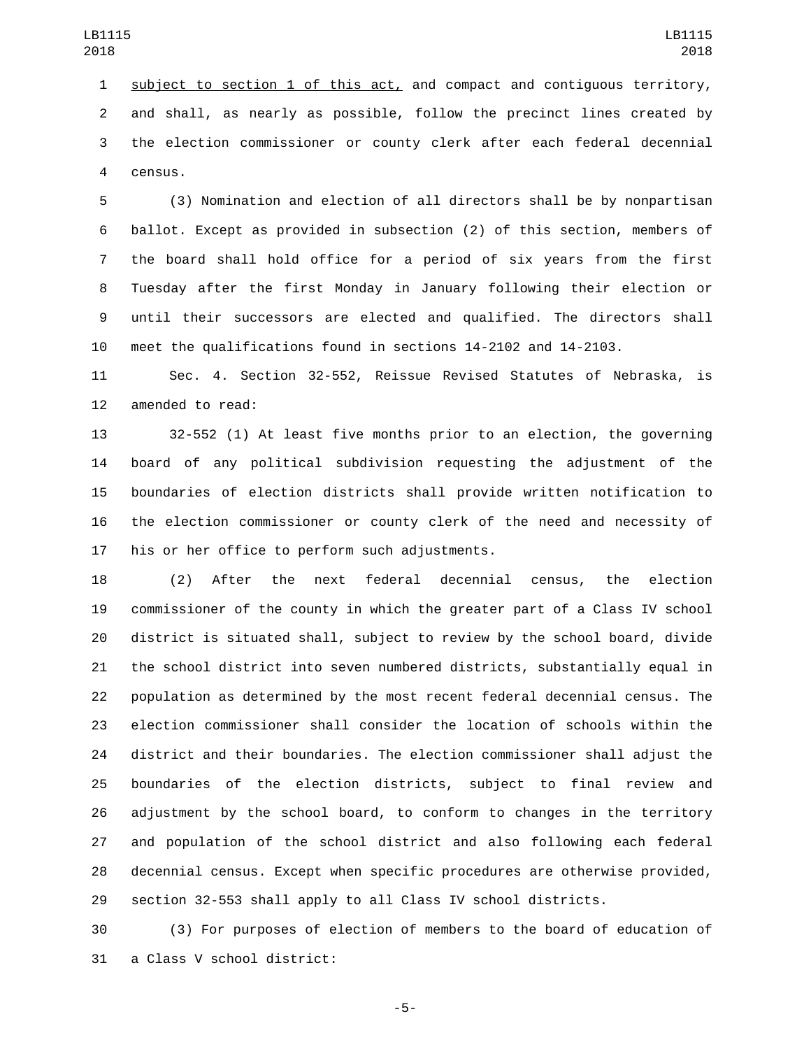subject to section 1 of this act, and compact and contiguous territory, and shall, as nearly as possible, follow the precinct lines created by the election commissioner or county clerk after each federal decennial census.

(3) Nomination and election of all directors shall be by nonpartisan ballot. Except as provided in subsection (2) of this section, members of the board shall hold office for a period of six years from the first Tuesday after the first Monday in January following their election or until their successors are elected and qualified. The directors shall meet the qualifications found in sections 14-2102 and 14-2103.

Sec. 4. Section 32-552, Reissue Revised Statutes of Nebraska, is amended to read:

32-552 (1) At least five months prior to an election, the governing board of any political subdivision requesting the adjustment of the boundaries of election districts shall provide written notification to the election commissioner or county clerk of the need and necessity of his or her office to perform such adjustments.

(2) After the next federal decennial census, the election commissioner of the county in which the greater part of a Class IV school district is situated shall, subject to review by the school board, divide the school district into seven numbered districts, substantially equal in population as determined by the most recent federal decennial census. The election commissioner shall consider the location of schools within the district and their boundaries. The election commissioner shall adjust the boundaries of the election districts, subject to final review and adjustment by the school board, to conform to changes in the territory and population of the school district and also following each federal decennial census. Except when specific procedures are otherwise provided, section 32-553 shall apply to all Class IV school districts.

(3) For purposes of election of members to the board of education of a Class V school district: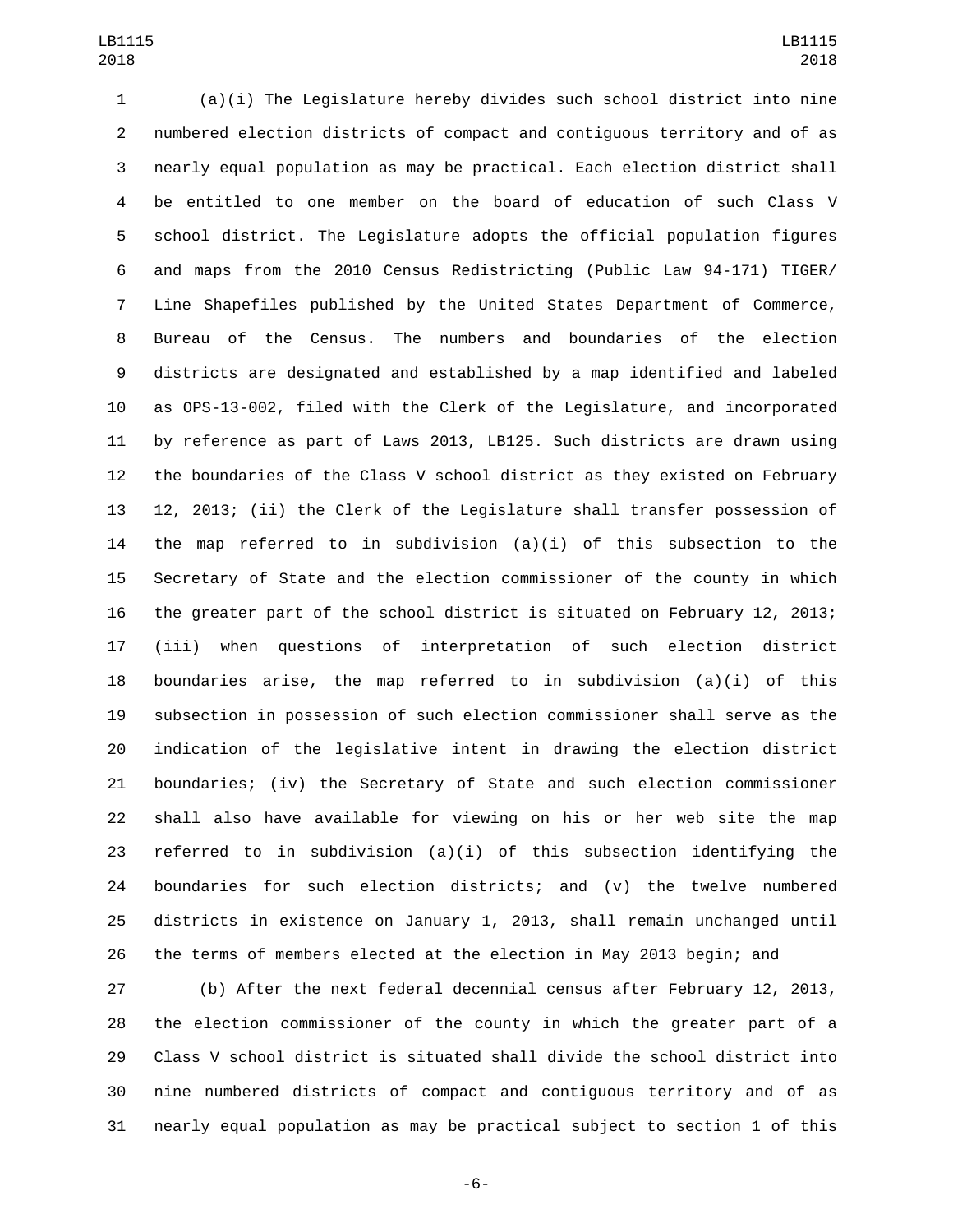(a)(i) The Legislature hereby divides such school district into nine numbered election districts of compact and contiguous territory and of as nearly equal population as may be practical. Each election district shall be entitled to one member on the board of education of such Class V school district. The Legislature adopts the official population figures and maps from the 2010 Census Redistricting (Public Law 94-171) TIGER/ Line Shapefiles published by the United States Department of Commerce, Bureau of the Census. The numbers and boundaries of the election districts are designated and established by a map identified and labeled as OPS-13-002, filed with the Clerk of the Legislature, and incorporated by reference as part of Laws 2013, LB125. Such districts are drawn using the boundaries of the Class V school district as they existed on February 12, 2013; (ii) the Clerk of the Legislature shall transfer possession of the map referred to in subdivision (a)(i) of this subsection to the Secretary of State and the election commissioner of the county in which the greater part of the school district is situated on February 12, 2013; (iii) when questions of interpretation of such election district boundaries arise, the map referred to in subdivision (a)(i) of this subsection in possession of such election commissioner shall serve as the indication of the legislative intent in drawing the election district boundaries; (iv) the Secretary of State and such election commissioner shall also have available for viewing on his or her web site the map referred to in subdivision (a)(i) of this subsection identifying the boundaries for such election districts; and (v) the twelve numbered districts in existence on January 1, 2013, shall remain unchanged until the terms of members elected at the election in May 2013 begin; and

(b) After the next federal decennial census after February 12, 2013, the election commissioner of the county in which the greater part of a Class V school district is situated shall divide the school district into nine numbered districts of compact and contiguous territory and of as nearly equal population as may be practical subject to section 1 of this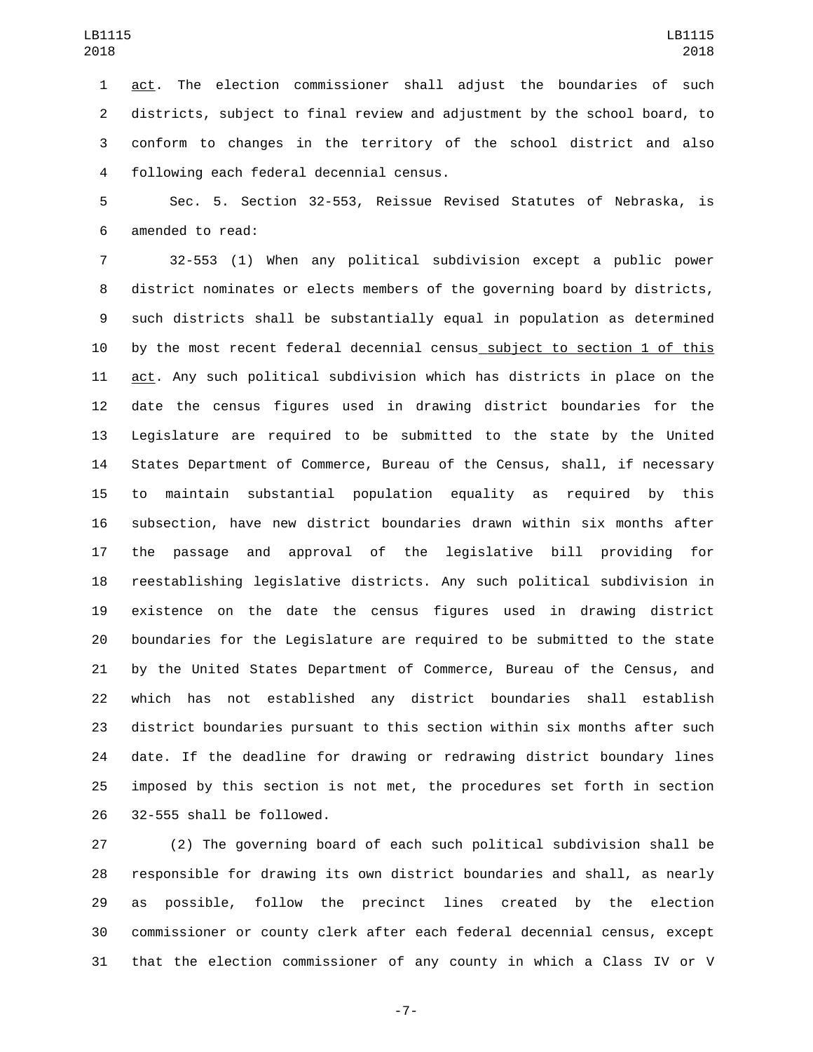act. The election commissioner shall adjust the boundaries of such districts, subject to final review and adjustment by the school board, to conform to changes in the territory of the school district and also following each federal decennial census.

Sec. 5. Section 32-553, Reissue Revised Statutes of Nebraska, is amended to read:

32-553 (1) When any political subdivision except a public power district nominates or elects members of the governing board by districts, such districts shall be substantially equal in population as determined by the most recent federal decennial census subject to section 1 of this act. Any such political subdivision which has districts in place on the date the census figures used in drawing district boundaries for the Legislature are required to be submitted to the state by the United States Department of Commerce, Bureau of the Census, shall, if necessary to maintain substantial population equality as required by this subsection, have new district boundaries drawn within six months after the passage and approval of the legislative bill providing for reestablishing legislative districts. Any such political subdivision in existence on the date the census figures used in drawing district boundaries for the Legislature are required to be submitted to the state by the United States Department of Commerce, Bureau of the Census, and which has not established any district boundaries shall establish district boundaries pursuant to this section within six months after such date. If the deadline for drawing or redrawing district boundary lines imposed by this section is not met, the procedures set forth in section 32-555 shall be followed.

(2) The governing board of each such political subdivision shall be responsible for drawing its own district boundaries and shall, as nearly as possible, follow the precinct lines created by the election commissioner or county clerk after each federal decennial census, except that the election commissioner of any county in which a Class IV or V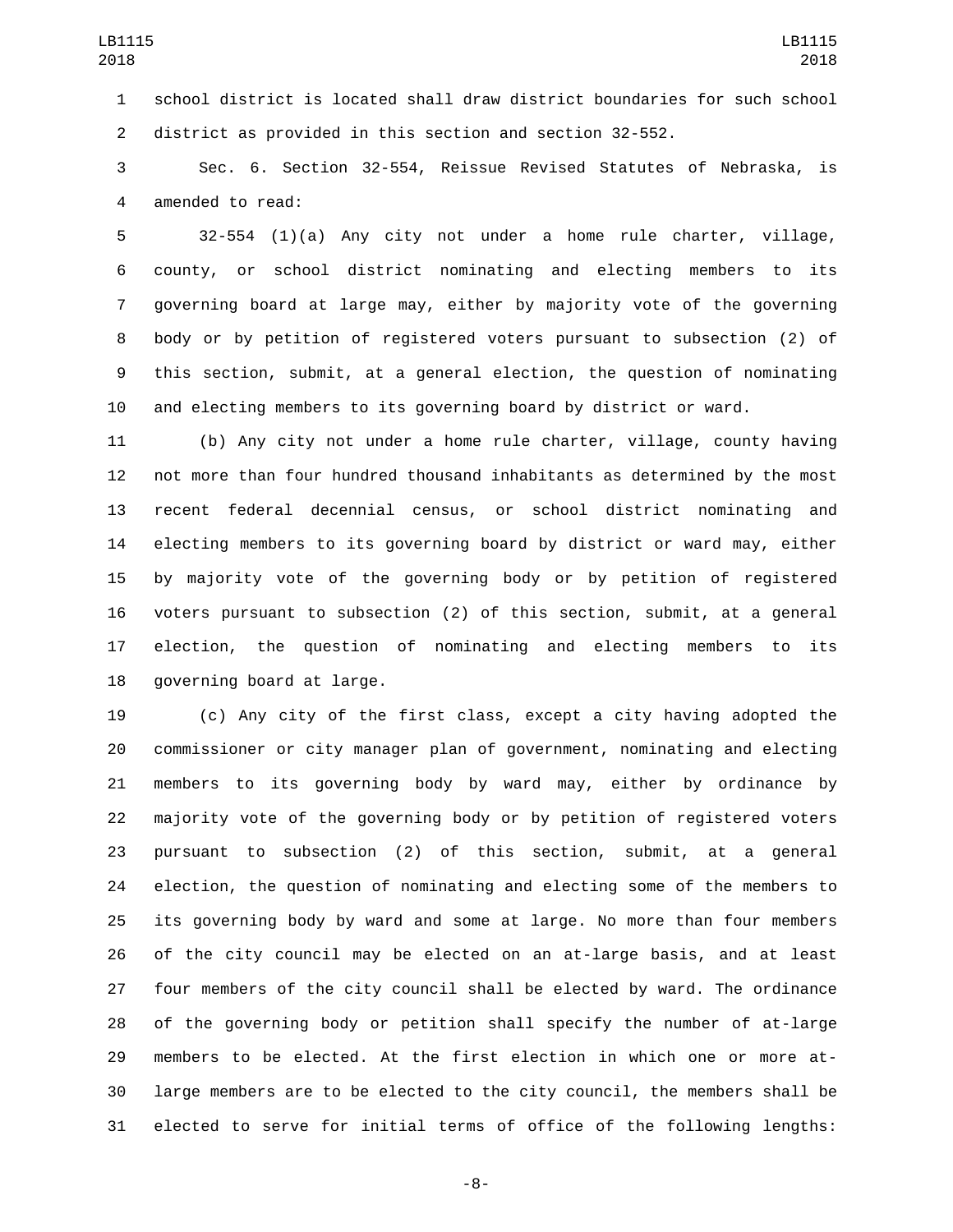school district is located shall draw district boundaries for such school district as provided in this section and section 32-552.

Sec. 6. Section 32-554, Reissue Revised Statutes of Nebraska, is amended to read:

32-554 (1)(a) Any city not under a home rule charter, village, county, or school district nominating and electing members to its governing board at large may, either by majority vote of the governing body or by petition of registered voters pursuant to subsection (2) of this section, submit, at a general election, the question of nominating and electing members to its governing board by district or ward.

(b) Any city not under a home rule charter, village, county having not more than four hundred thousand inhabitants as determined by the most recent federal decennial census, or school district nominating and electing members to its governing board by district or ward may, either by majority vote of the governing body or by petition of registered voters pursuant to subsection (2) of this section, submit, at a general election, the question of nominating and electing members to its governing board at large.

(c) Any city of the first class, except a city having adopted the commissioner or city manager plan of government, nominating and electing members to its governing body by ward may, either by ordinance by majority vote of the governing body or by petition of registered voters pursuant to subsection (2) of this section, submit, at a general election, the question of nominating and electing some of the members to its governing body by ward and some at large. No more than four members of the city council may be elected on an at-large basis, and at least four members of the city council shall be elected by ward. The ordinance of the governing body or petition shall specify the number of at-large members to be elected. At the first election in which one or more at-large members are to be elected to the city council, the members shall be elected to serve for initial terms of office of the following lengths: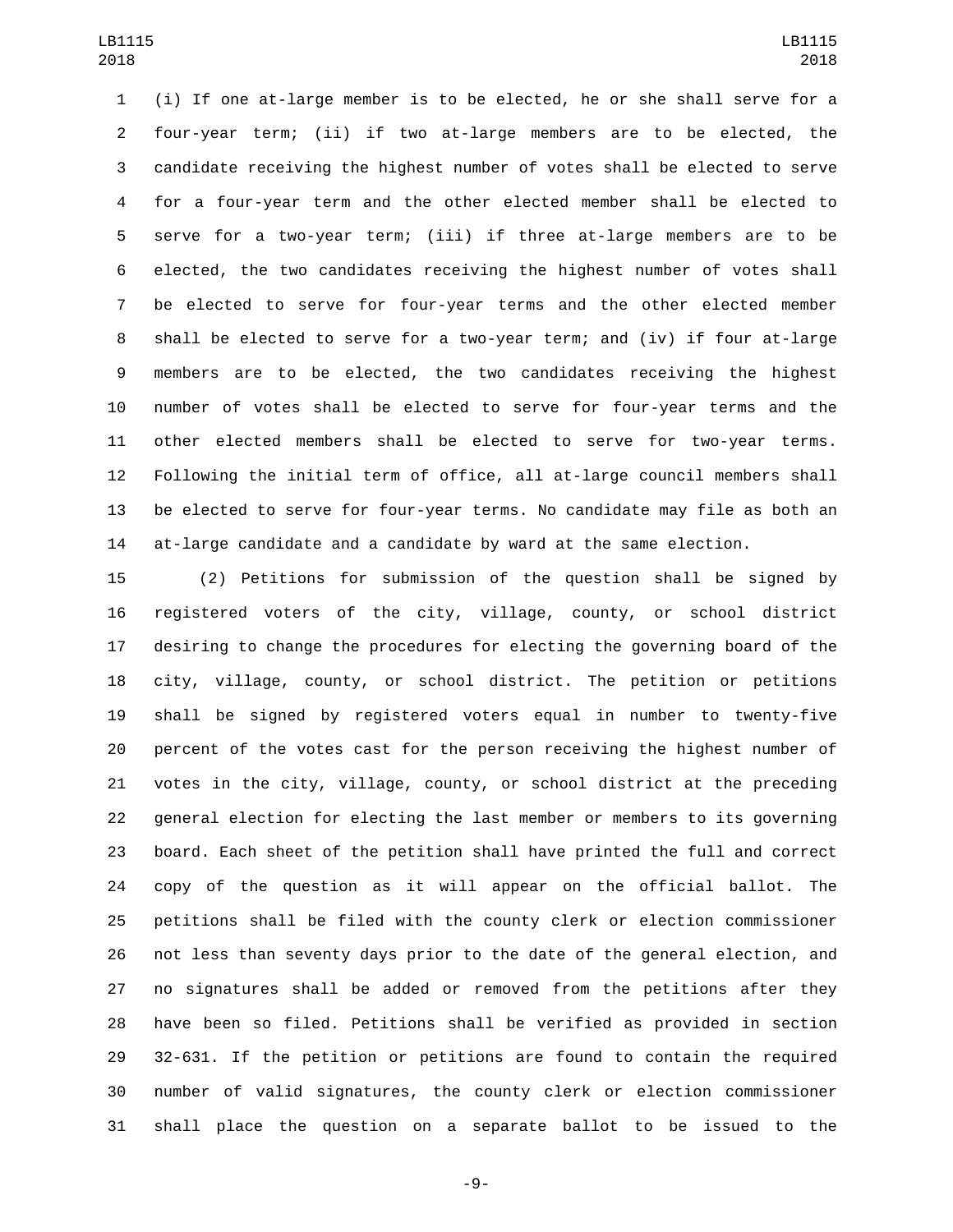(i) If one at-large member is to be elected, he or she shall serve for a four-year term; (ii) if two at-large members are to be elected, the candidate receiving the highest number of votes shall be elected to serve for a four-year term and the other elected member shall be elected to serve for a two-year term; (iii) if three at-large members are to be elected, the two candidates receiving the highest number of votes shall be elected to serve for four-year terms and the other elected member shall be elected to serve for a two-year term; and (iv) if four at-large members are to be elected, the two candidates receiving the highest number of votes shall be elected to serve for four-year terms and the other elected members shall be elected to serve for two-year terms. Following the initial term of office, all at-large council members shall be elected to serve for four-year terms. No candidate may file as both an at-large candidate and a candidate by ward at the same election.

(2) Petitions for submission of the question shall be signed by registered voters of the city, village, county, or school district desiring to change the procedures for electing the governing board of the city, village, county, or school district. The petition or petitions shall be signed by registered voters equal in number to twenty-five percent of the votes cast for the person receiving the highest number of votes in the city, village, county, or school district at the preceding general election for electing the last member or members to its governing board. Each sheet of the petition shall have printed the full and correct copy of the question as it will appear on the official ballot. The petitions shall be filed with the county clerk or election commissioner not less than seventy days prior to the date of the general election, and no signatures shall be added or removed from the petitions after they have been so filed. Petitions shall be verified as provided in section 32-631. If the petition or petitions are found to contain the required number of valid signatures, the county clerk or election commissioner shall place the question on a separate ballot to be issued to the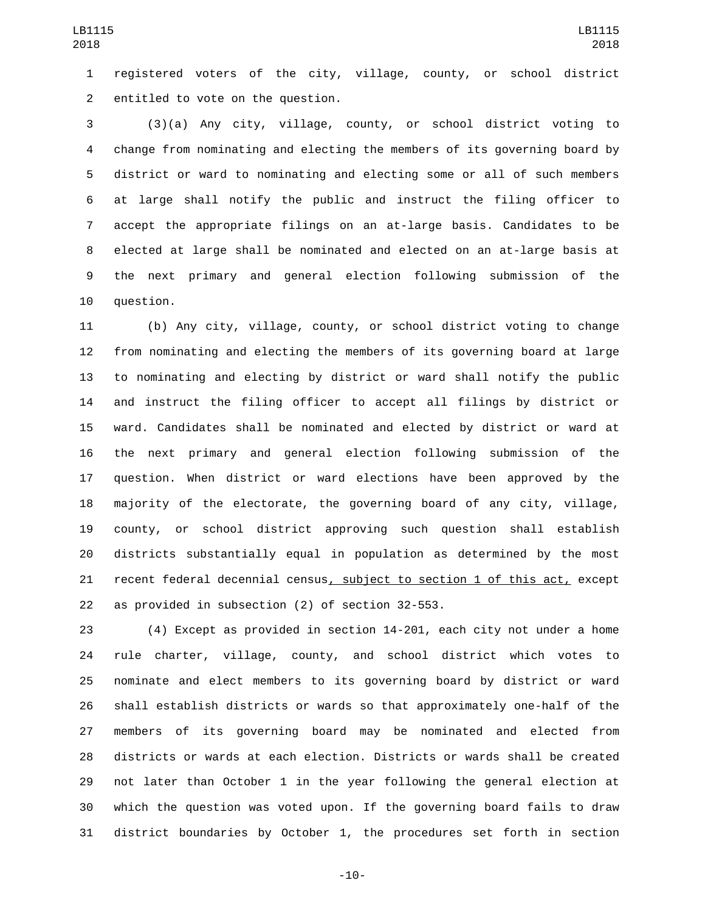registered voters of the city, village, county, or school district entitled to vote on the question.

(3)(a) Any city, village, county, or school district voting to change from nominating and electing the members of its governing board by district or ward to nominating and electing some or all of such members at large shall notify the public and instruct the filing officer to accept the appropriate filings on an at-large basis. Candidates to be elected at large shall be nominated and elected on an at-large basis at the next primary and general election following submission of the question.

(b) Any city, village, county, or school district voting to change from nominating and electing the members of its governing board at large to nominating and electing by district or ward shall notify the public and instruct the filing officer to accept all filings by district or ward. Candidates shall be nominated and elected by district or ward at the next primary and general election following submission of the question. When district or ward elections have been approved by the majority of the electorate, the governing board of any city, village, county, or school district approving such question shall establish districts substantially equal in population as determined by the most recent federal decennial census<u>, subject to section 1 of this act,</u> except as provided in subsection (2) of section 32-553.

(4) Except as provided in section 14-201, each city not under a home rule charter, village, county, and school district which votes to nominate and elect members to its governing board by district or ward shall establish districts or wards so that approximately one-half of the members of its governing board may be nominated and elected from districts or wards at each election. Districts or wards shall be created not later than October 1 in the year following the general election at which the question was voted upon. If the governing board fails to draw district boundaries by October 1, the procedures set forth in section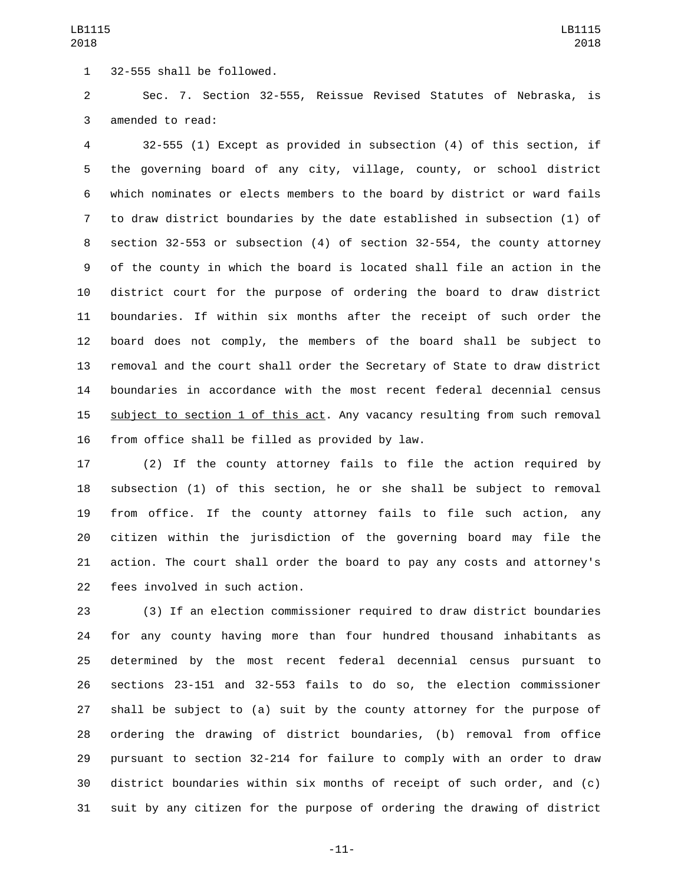32-555 shall be followed.

Sec. 7. Section 32-555, Reissue Revised Statutes of Nebraska, is amended to read:

32-555 (1) Except as provided in subsection (4) of this section, if the governing board of any city, village, county, or school district which nominates or elects members to the board by district or ward fails to draw district boundaries by the date established in subsection (1) of section 32-553 or subsection (4) of section 32-554, the county attorney of the county in which the board is located shall file an action in the district court for the purpose of ordering the board to draw district boundaries. If within six months after the receipt of such order the board does not comply, the members of the board shall be subject to removal and the court shall order the Secretary of State to draw district boundaries in accordance with the most recent federal decennial census subject to section 1 of this act. Any vacancy resulting from such removal from office shall be filled as provided by law.

(2) If the county attorney fails to file the action required by subsection (1) of this section, he or she shall be subject to removal from office. If the county attorney fails to file such action, any citizen within the jurisdiction of the governing board may file the action. The court shall order the board to pay any costs and attorney's fees involved in such action.

(3) If an election commissioner required to draw district boundaries for any county having more than four hundred thousand inhabitants as determined by the most recent federal decennial census pursuant to sections 23-151 and 32-553 fails to do so, the election commissioner shall be subject to (a) suit by the county attorney for the purpose of ordering the drawing of district boundaries, (b) removal from office pursuant to section 32-214 for failure to comply with an order to draw district boundaries within six months of receipt of such order, and (c) suit by any citizen for the purpose of ordering the drawing of district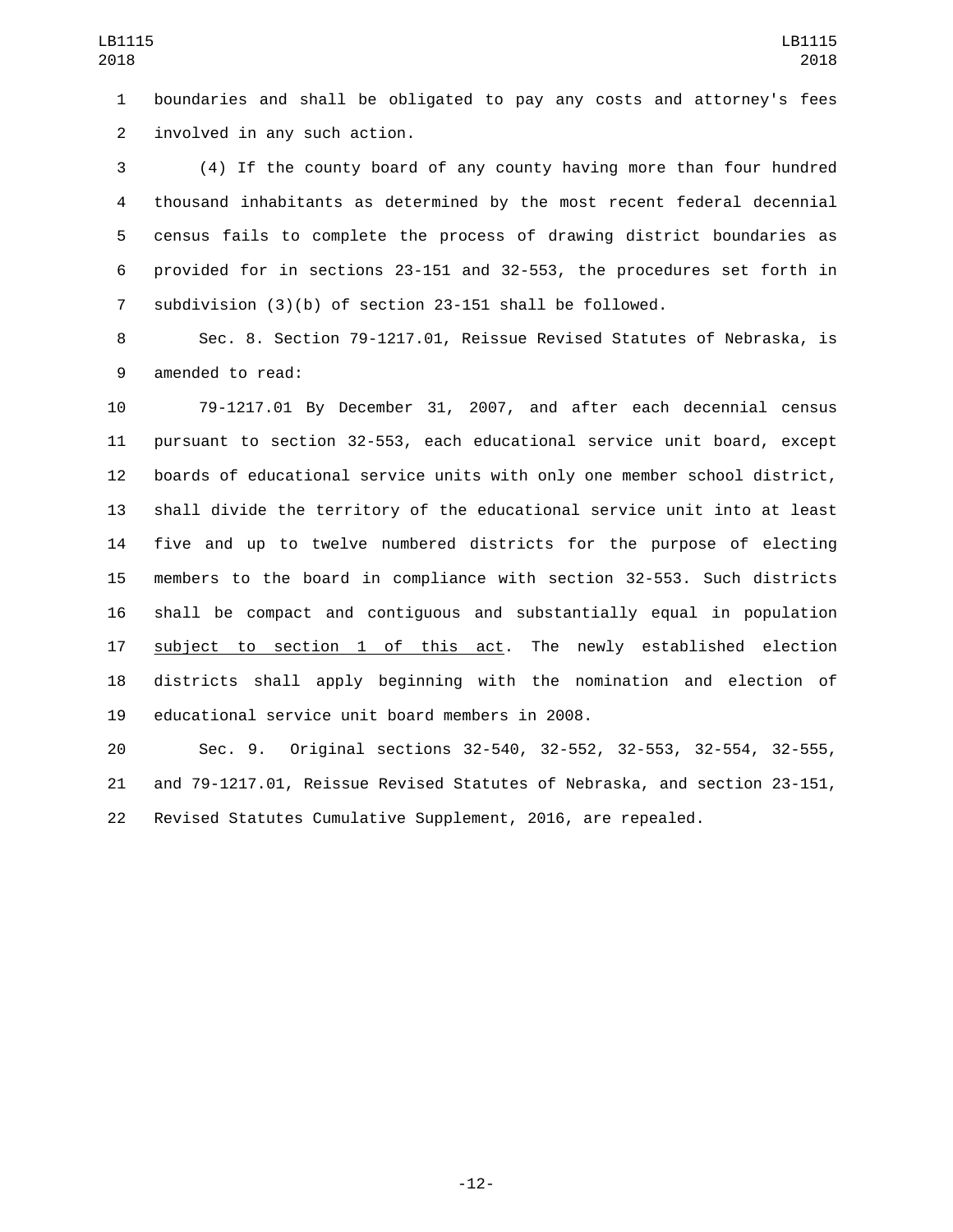boundaries and shall be obligated to pay any costs and attorney's fees involved in any such action.

(4) If the county board of any county having more than four hundred thousand inhabitants as determined by the most recent federal decennial census fails to complete the process of drawing district boundaries as provided for in sections 23-151 and 32-553, the procedures set forth in subdivision (3)(b) of section 23-151 shall be followed.

Sec. 8. Section 79-1217.01, Reissue Revised Statutes of Nebraska, is amended to read:

79-1217.01 By December 31, 2007, and after each decennial census pursuant to section 32-553, each educational service unit board, except boards of educational service units with only one member school district, shall divide the territory of the educational service unit into at least five and up to twelve numbered districts for the purpose of electing members to the board in compliance with section 32-553. Such districts shall be compact and contiguous and substantially equal in population subject to section 1 of this act. The newly established election districts shall apply beginning with the nomination and election of educational service unit board members in 2008.

Sec. 9. Original sections 32-540, 32-552, 32-553, 32-554, 32-555, and 79-1217.01, Reissue Revised Statutes of Nebraska, and section 23-151, Revised Statutes Cumulative Supplement, 2016, are repealed.